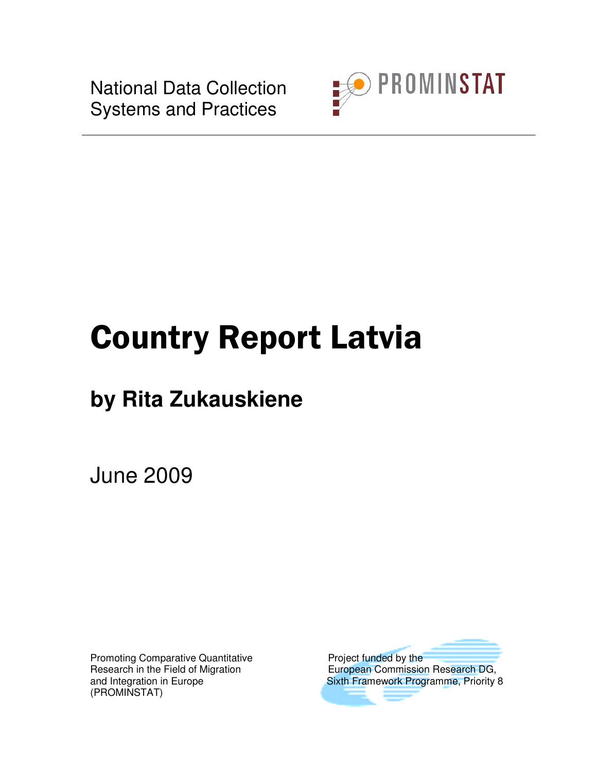National Data Collection
Systems and Practices

PROMINSTAT

# Country Report Latvia

## by Rita Zukauskiene

June 2009

Promoting Comparative Quantitative Research in the Field of Migration and Integration in Europe (PROMINSTAT)

Project funded by the European Commission Research DG, Sixth Framework Programme, Priority 8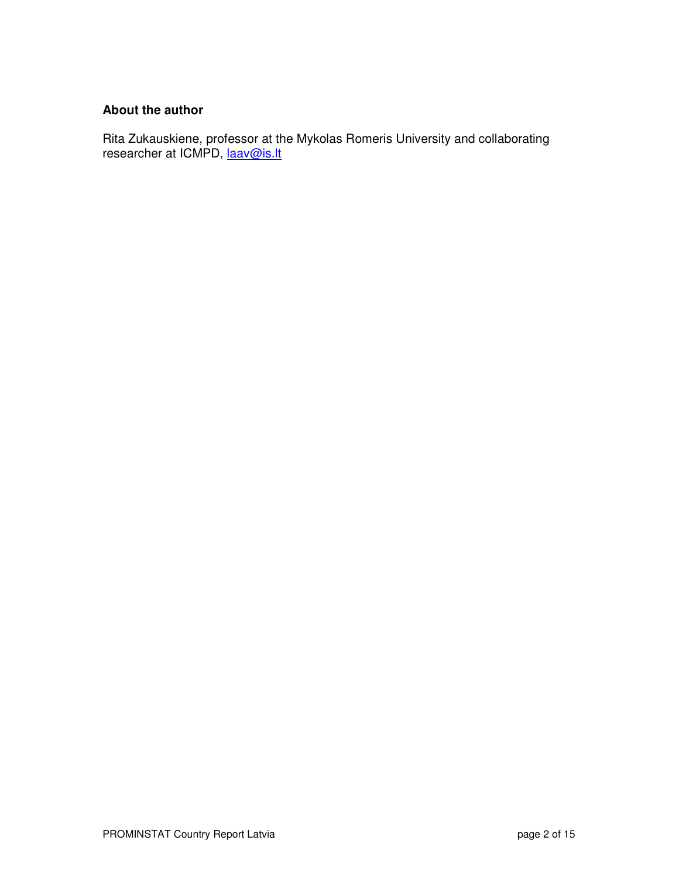### About the author

Rita Zukauskiene, professor at the Mykolas Romeris University and collaborating researcher at ICMPD, laav@is.lt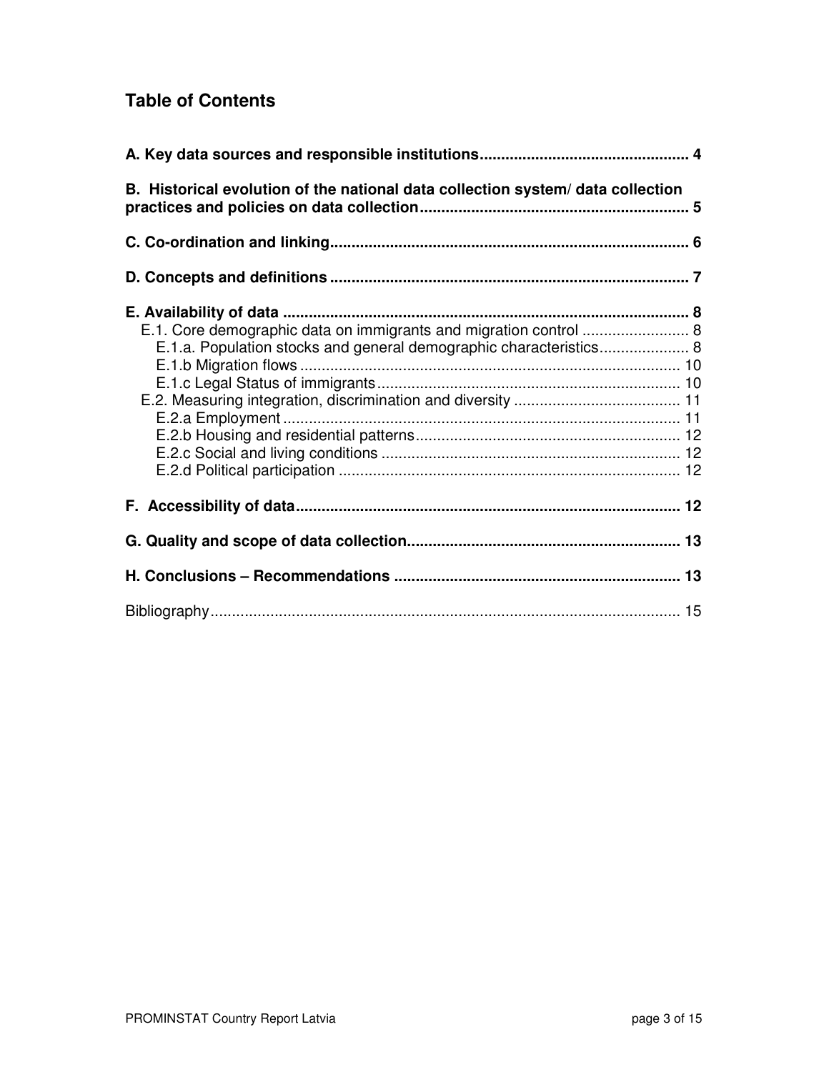## Table of Contents

**A. Key data sources and responsible institutions ................................................ 4**

**B. Historical evolution of the national data collection system/ data collection practices and policies on data collection .............................................................. 5**

**C. Co-ordination and linking ................................................................................... 6**

**D. Concepts and definitions .................................................................................... 7**

**E. Availability of data ............................................................................................. 8**

- E.1. Core demographic data on immigrants and migration control ......................... 8
  - E.1.a. Population stocks and general demographic characteristics .................... 8
  - E.1.b Migration flows ........................................................................................ 10
  - E.1.c Legal Status of immigrants ...................................................................... 10
- E.2. Measuring integration, discrimination and diversity ....................................... 11
  - E.2.a Employment ............................................................................................ 11
  - E.2.b Housing and residential patterns ............................................................. 12
  - E.2.c Social and living conditions ..................................................................... 12
  - E.2.d Political participation ............................................................................... 12

**F. Accessibility of data ........................................................................................... 12**

**G. Quality and scope of data collection ................................................................. 13**

**H. Conclusions – Recommendations .................................................................... 13**

Bibliography ............................................................................................................ 15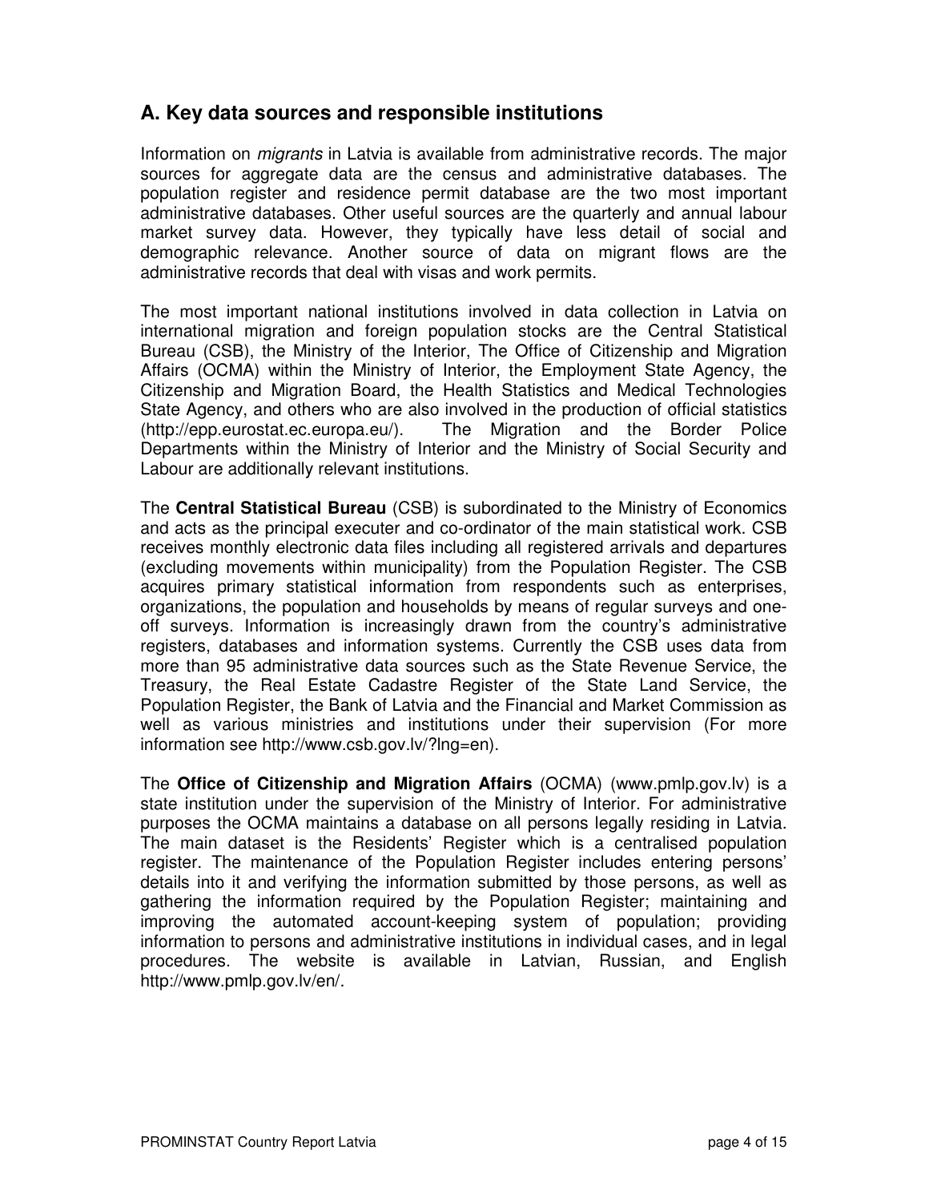## A. Key data sources and responsible institutions

Information on *migrants* in Latvia is available from administrative records. The major sources for aggregate data are the census and administrative databases. The population register and residence permit database are the two most important administrative databases. Other useful sources are the quarterly and annual labour market survey data. However, they typically have less detail of social and demographic relevance. Another source of data on migrant flows are the administrative records that deal with visas and work permits.

The most important national institutions involved in data collection in Latvia on international migration and foreign population stocks are the Central Statistical Bureau (CSB), the Ministry of the Interior, The Office of Citizenship and Migration Affairs (OCMA) within the Ministry of Interior, the Employment State Agency, the Citizenship and Migration Board, the Health Statistics and Medical Technologies State Agency, and others who are also involved in the production of official statistics (http://epp.eurostat.ec.europa.eu/). The Migration and the Border Police Departments within the Ministry of Interior and the Ministry of Social Security and Labour are additionally relevant institutions.

The **Central Statistical Bureau** (CSB) is subordinated to the Ministry of Economics and acts as the principal executer and co-ordinator of the main statistical work. CSB receives monthly electronic data files including all registered arrivals and departures (excluding movements within municipality) from the Population Register. The CSB acquires primary statistical information from respondents such as enterprises, organizations, the population and households by means of regular surveys and one-off surveys. Information is increasingly drawn from the country's administrative registers, databases and information systems. Currently the CSB uses data from more than 95 administrative data sources such as the State Revenue Service, the Treasury, the Real Estate Cadastre Register of the State Land Service, the Population Register, the Bank of Latvia and the Financial and Market Commission as well as various ministries and institutions under their supervision (For more information see http://www.csb.gov.lv/?lng=en).

The **Office of Citizenship and Migration Affairs** (OCMA) (www.pmlp.gov.lv) is a state institution under the supervision of the Ministry of Interior. For administrative purposes the OCMA maintains a database on all persons legally residing in Latvia. The main dataset is the Residents' Register which is a centralised population register. The maintenance of the Population Register includes entering persons' details into it and verifying the information submitted by those persons, as well as gathering the information required by the Population Register; maintaining and improving the automated account-keeping system of population; providing information to persons and administrative institutions in individual cases, and in legal procedures. The website is available in Latvian, Russian, and English http://www.pmlp.gov.lv/en/.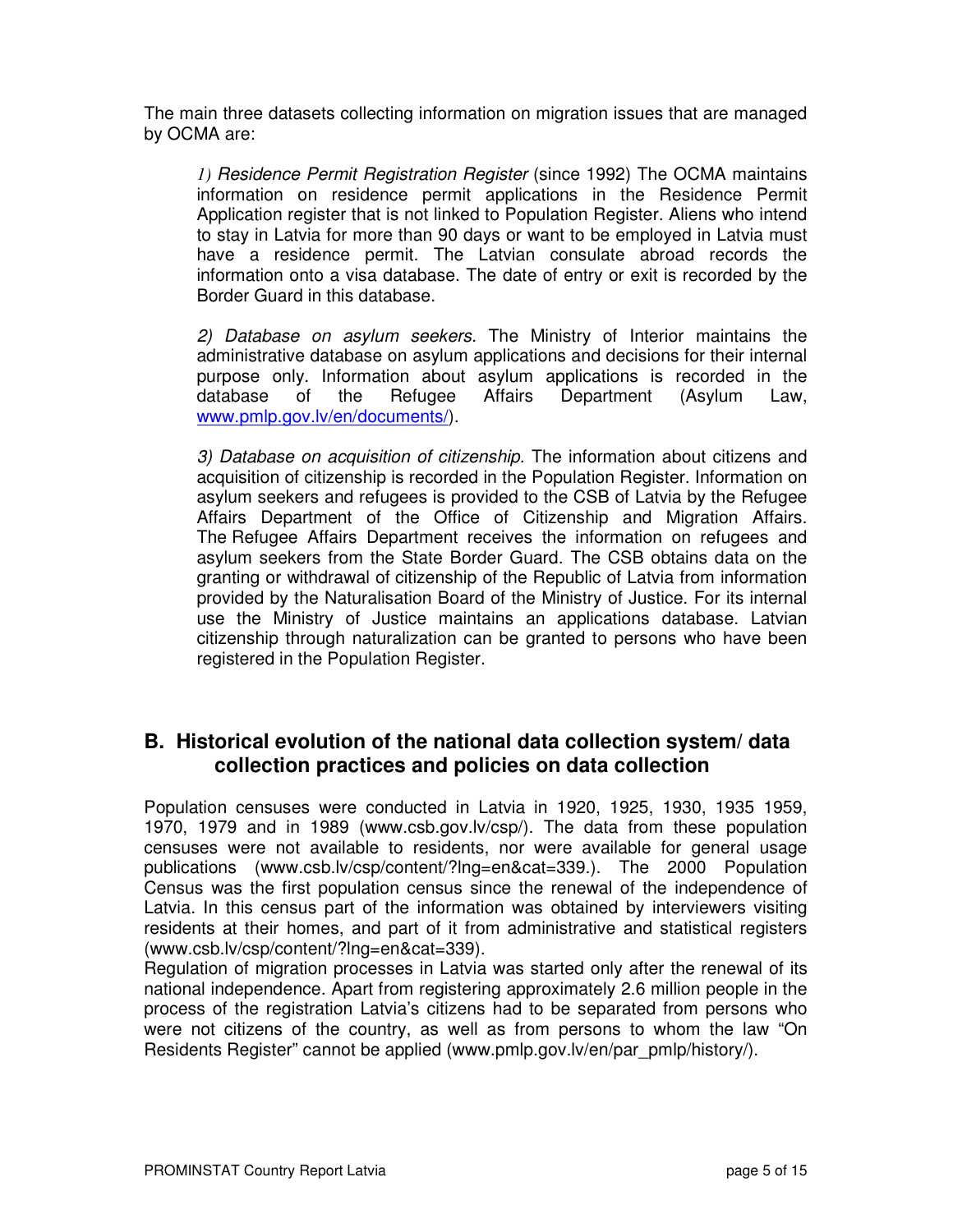The main three datasets collecting information on migration issues that are managed by OCMA are:

*1) Residence Permit Registration Register* (since 1992) The OCMA maintains information on residence permit applications in the Residence Permit Application register that is not linked to Population Register. Aliens who intend to stay in Latvia for more than 90 days or want to be employed in Latvia must have a residence permit. The Latvian consulate abroad records the information onto a visa database. The date of entry or exit is recorded by the Border Guard in this database.

*2) Database on asylum seekers.* The Ministry of Interior maintains the administrative database on asylum applications and decisions for their internal purpose only. Information about asylum applications is recorded in the database of the Refugee Affairs Department (Asylum Law, www.pmlp.gov.lv/en/documents/).

*3) Database on acquisition of citizenship*. The information about citizens and acquisition of citizenship is recorded in the Population Register. Information on asylum seekers and refugees is provided to the CSB of Latvia by the Refugee Affairs Department of the Office of Citizenship and Migration Affairs. The Refugee Affairs Department receives the information on refugees and asylum seekers from the State Border Guard. The CSB obtains data on the granting or withdrawal of citizenship of the Republic of Latvia from information provided by the Naturalisation Board of the Ministry of Justice. For its internal use the Ministry of Justice maintains an applications database. Latvian citizenship through naturalization can be granted to persons who have been registered in the Population Register.

## B. Historical evolution of the national data collection system/ data collection practices and policies on data collection

Population censuses were conducted in Latvia in 1920, 1925, 1930, 1935 1959, 1970, 1979 and in 1989 (www.csb.gov.lv/csp/). The data from these population censuses were not available to residents, nor were available for general usage publications (www.csb.lv/csp/content/?lng=en&cat=339.). The 2000 Population Census was the first population census since the renewal of the independence of Latvia. In this census part of the information was obtained by interviewers visiting residents at their homes, and part of it from administrative and statistical registers (www.csb.lv/csp/content/?lng=en&cat=339).
Regulation of migration processes in Latvia was started only after the renewal of its national independence. Apart from registering approximately 2.6 million people in the process of the registration Latvia's citizens had to be separated from persons who were not citizens of the country, as well as from persons to whom the law "On Residents Register" cannot be applied (www.pmlp.gov.lv/en/par_pmlp/history/).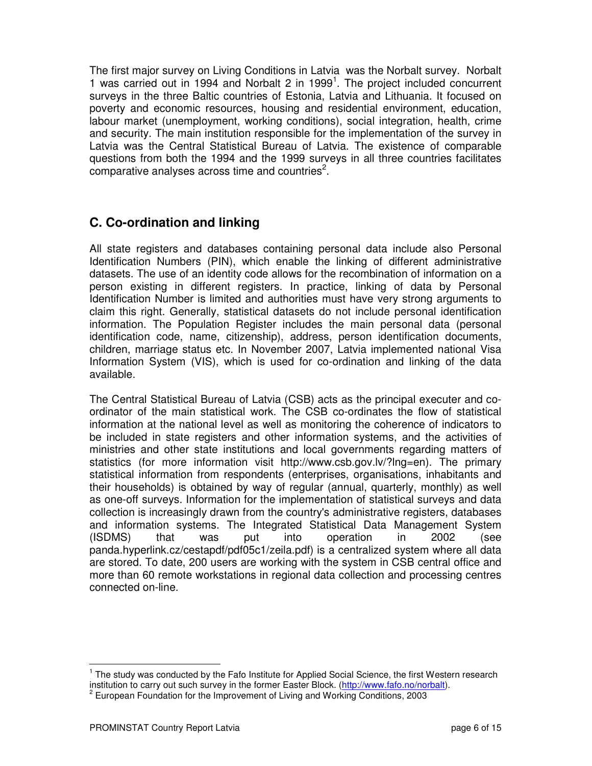The first major survey on Living Conditions in Latvia was the Norbalt survey. Norbalt 1 was carried out in 1994 and Norbalt 2 in 1999[1]. The project included concurrent surveys in the three Baltic countries of Estonia, Latvia and Lithuania. It focused on poverty and economic resources, housing and residential environment, education, labour market (unemployment, working conditions), social integration, health, crime and security. The main institution responsible for the implementation of the survey in Latvia was the Central Statistical Bureau of Latvia. The existence of comparable questions from both the 1994 and the 1999 surveys in all three countries facilitates comparative analyses across time and countries[2].

## C. Co-ordination and linking

All state registers and databases containing personal data include also Personal Identification Numbers (PIN), which enable the linking of different administrative datasets. The use of an identity code allows for the recombination of information on a person existing in different registers. In practice, linking of data by Personal Identification Number is limited and authorities must have very strong arguments to claim this right. Generally, statistical datasets do not include personal identification information. The Population Register includes the main personal data (personal identification code, name, citizenship), address, person identification documents, children, marriage status etc. In November 2007, Latvia implemented national Visa Information System (VIS), which is used for co-ordination and linking of the data available.

The Central Statistical Bureau of Latvia (CSB) acts as the principal executer and co-ordinator of the main statistical work. The CSB co-ordinates the flow of statistical information at the national level as well as monitoring the coherence of indicators to be included in state registers and other information systems, and the activities of ministries and other state institutions and local governments regarding matters of statistics (for more information visit http://www.csb.gov.lv/?lng=en). The primary statistical information from respondents (enterprises, organisations, inhabitants and their households) is obtained by way of regular (annual, quarterly, monthly) as well as one-off surveys. Information for the implementation of statistical surveys and data collection is increasingly drawn from the country's administrative registers, databases and information systems. The Integrated Statistical Data Management System (ISDMS) that was put into operation in 2002 (see panda.hyperlink.cz/cestapdf/pdf05c1/zeila.pdf) is a centralized system where all data are stored. To date, 200 users are working with the system in CSB central office and more than 60 remote workstations in regional data collection and processing centres connected on-line.

---

[1] The study was conducted by the Fafo Institute for Applied Social Science, the first Western research institution to carry out such survey in the former Easter Block. (http://www.fafo.no/norbalt).

[2] European Foundation for the Improvement of Living and Working Conditions, 2003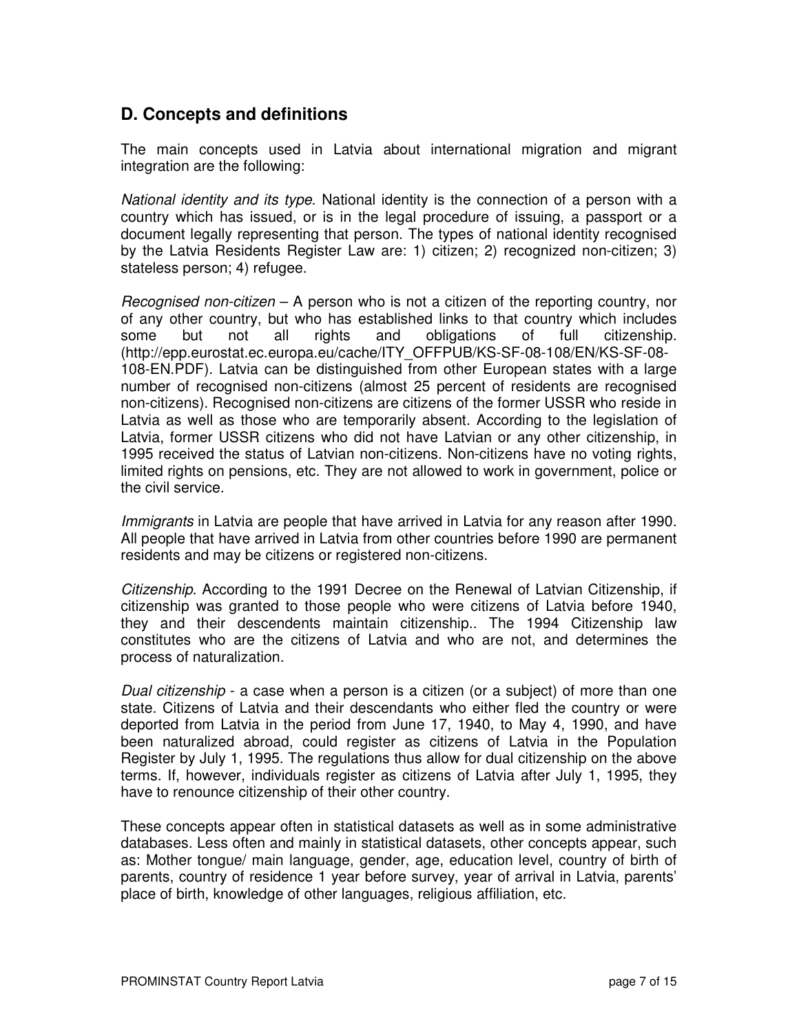## D. Concepts and definitions

The main concepts used in Latvia about international migration and migrant integration are the following:

*National identity and its type*. National identity is the connection of a person with a country which has issued, or is in the legal procedure of issuing, a passport or a document legally representing that person. The types of national identity recognised by the Latvia Residents Register Law are: 1) citizen; 2) recognized non-citizen; 3) stateless person; 4) refugee.

*Recognised non-citizen* – A person who is not a citizen of the reporting country, nor of any other country, but who has established links to that country which includes some but not all rights and obligations of full citizenship. (http://epp.eurostat.ec.europa.eu/cache/ITY_OFFPUB/KS-SF-08-108/EN/KS-SF-08-108-EN.PDF). Latvia can be distinguished from other European states with a large number of recognised non-citizens (almost 25 percent of residents are recognised non-citizens). Recognised non-citizens are citizens of the former USSR who reside in Latvia as well as those who are temporarily absent. According to the legislation of Latvia, former USSR citizens who did not have Latvian or any other citizenship, in 1995 received the status of Latvian non-citizens. Non-citizens have no voting rights, limited rights on pensions, etc. They are not allowed to work in government, police or the civil service.

*Immigrants* in Latvia are people that have arrived in Latvia for any reason after 1990. All people that have arrived in Latvia from other countries before 1990 are permanent residents and may be citizens or registered non-citizens.

*Citizenship*. According to the 1991 Decree on the Renewal of Latvian Citizenship, if citizenship was granted to those people who were citizens of Latvia before 1940, they and their descendents maintain citizenship.. The 1994 Citizenship law constitutes who are the citizens of Latvia and who are not, and determines the process of naturalization.

*Dual citizenship* - a case when a person is a citizen (or a subject) of more than one state. Citizens of Latvia and their descendants who either fled the country or were deported from Latvia in the period from June 17, 1940, to May 4, 1990, and have been naturalized abroad, could register as citizens of Latvia in the Population Register by July 1, 1995. The regulations thus allow for dual citizenship on the above terms. If, however, individuals register as citizens of Latvia after July 1, 1995, they have to renounce citizenship of their other country.

These concepts appear often in statistical datasets as well as in some administrative databases. Less often and mainly in statistical datasets, other concepts appear, such as: Mother tongue/ main language, gender, age, education level, country of birth of parents, country of residence 1 year before survey, year of arrival in Latvia, parents' place of birth, knowledge of other languages, religious affiliation, etc.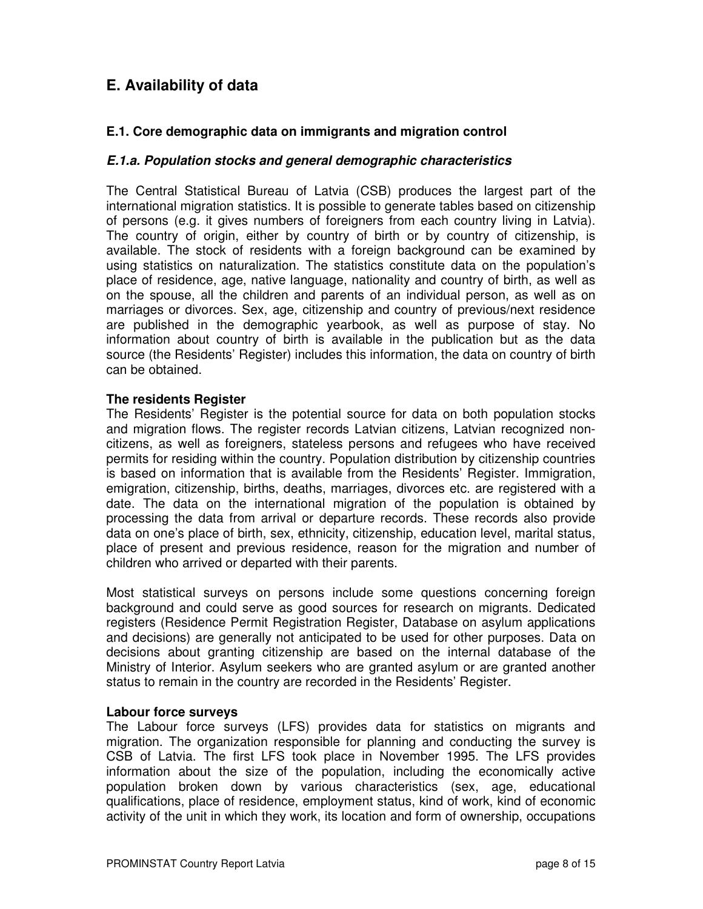## E. Availability of data

### E.1. Core demographic data on immigrants and migration control

#### *E.1.a. Population stocks and general demographic characteristics*

The Central Statistical Bureau of Latvia (CSB) produces the largest part of the international migration statistics. It is possible to generate tables based on citizenship of persons (e.g. it gives numbers of foreigners from each country living in Latvia). The country of origin, either by country of birth or by country of citizenship, is available. The stock of residents with a foreign background can be examined by using statistics on naturalization. The statistics constitute data on the population's place of residence, age, native language, nationality and country of birth, as well as on the spouse, all the children and parents of an individual person, as well as on marriages or divorces. Sex, age, citizenship and country of previous/next residence are published in the demographic yearbook, as well as purpose of stay. No information about country of birth is available in the publication but as the data source (the Residents' Register) includes this information, the data on country of birth can be obtained.

**The residents Register**

The Residents' Register is the potential source for data on both population stocks and migration flows. The register records Latvian citizens, Latvian recognized non-citizens, as well as foreigners, stateless persons and refugees who have received permits for residing within the country. Population distribution by citizenship countries is based on information that is available from the Residents' Register. Immigration, emigration, citizenship, births, deaths, marriages, divorces etc. are registered with a date. The data on the international migration of the population is obtained by processing the data from arrival or departure records. These records also provide data on one's place of birth, sex, ethnicity, citizenship, education level, marital status, place of present and previous residence, reason for the migration and number of children who arrived or departed with their parents.

Most statistical surveys on persons include some questions concerning foreign background and could serve as good sources for research on migrants. Dedicated registers (Residence Permit Registration Register, Database on asylum applications and decisions) are generally not anticipated to be used for other purposes. Data on decisions about granting citizenship are based on the internal database of the Ministry of Interior. Asylum seekers who are granted asylum or are granted another status to remain in the country are recorded in the Residents' Register.

**Labour force surveys**

The Labour force surveys (LFS) provides data for statistics on migrants and migration. The organization responsible for planning and conducting the survey is CSB of Latvia. The first LFS took place in November 1995. The LFS provides information about the size of the population, including the economically active population broken down by various characteristics (sex, age, educational qualifications, place of residence, employment status, kind of work, kind of economic activity of the unit in which they work, its location and form of ownership, occupations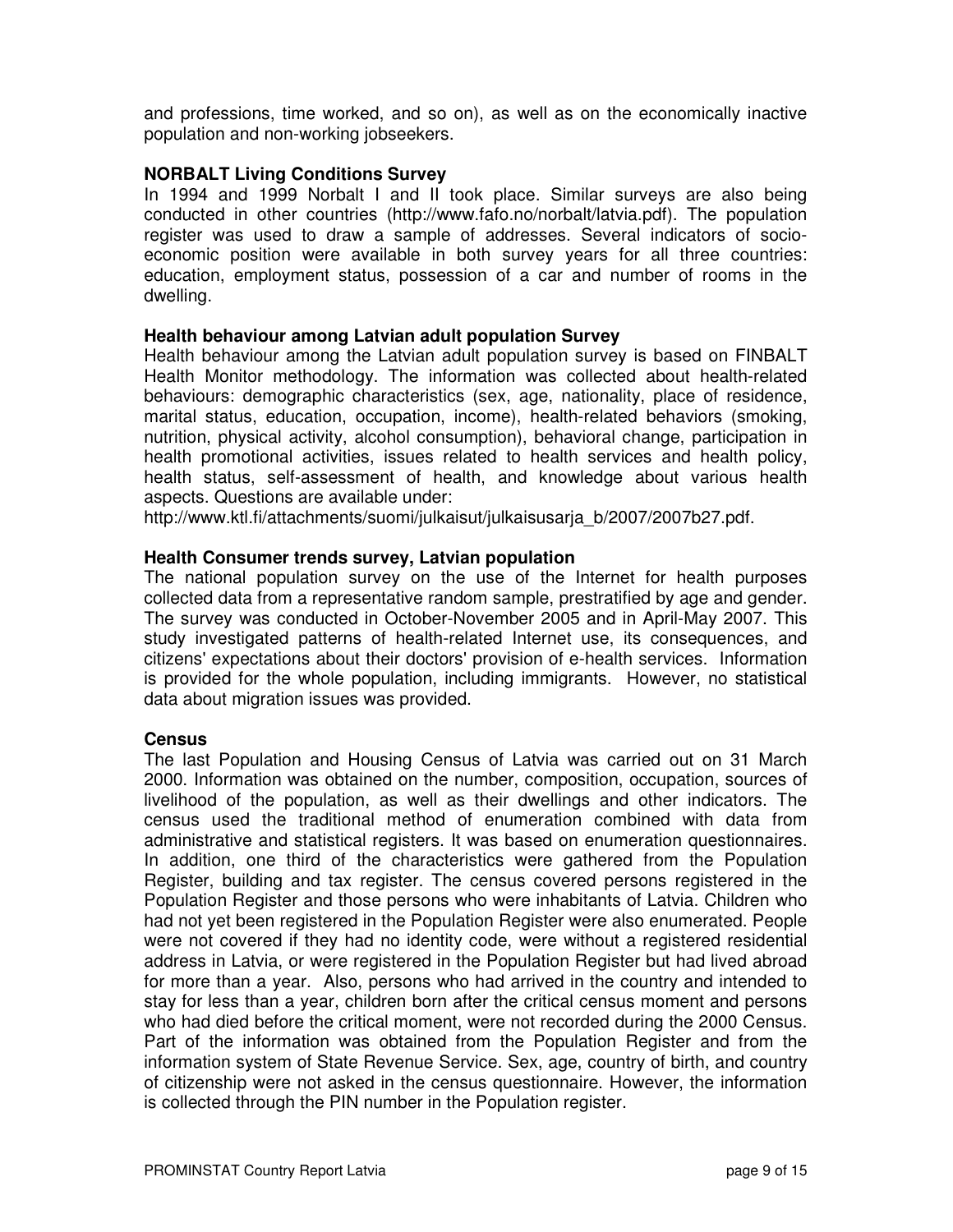and professions, time worked, and so on), as well as on the economically inactive population and non-working jobseekers.

**NORBALT Living Conditions Survey**

In 1994 and 1999 Norbalt I and II took place. Similar surveys are also being conducted in other countries (http://www.fafo.no/norbalt/latvia.pdf). The population register was used to draw a sample of addresses. Several indicators of socio-economic position were available in both survey years for all three countries: education, employment status, possession of a car and number of rooms in the dwelling.

**Health behaviour among Latvian adult population Survey**

Health behaviour among the Latvian adult population survey is based on FINBALT Health Monitor methodology. The information was collected about health-related behaviours: demographic characteristics (sex, age, nationality, place of residence, marital status, education, occupation, income), health-related behaviors (smoking, nutrition, physical activity, alcohol consumption), behavioral change, participation in health promotional activities, issues related to health services and health policy, health status, self-assessment of health, and knowledge about various health aspects. Questions are available under:
http://www.ktl.fi/attachments/suomi/julkaisut/julkaisusarja_b/2007/2007b27.pdf.

**Health Consumer trends survey, Latvian population**

The national population survey on the use of the Internet for health purposes collected data from a representative random sample, prestratified by age and gender. The survey was conducted in October-November 2005 and in April-May 2007. This study investigated patterns of health-related Internet use, its consequences, and citizens' expectations about their doctors' provision of e-health services. Information is provided for the whole population, including immigrants. However, no statistical data about migration issues was provided.

**Census**

The last Population and Housing Census of Latvia was carried out on 31 March 2000. Information was obtained on the number, composition, occupation, sources of livelihood of the population, as well as their dwellings and other indicators. The census used the traditional method of enumeration combined with data from administrative and statistical registers. It was based on enumeration questionnaires. In addition, one third of the characteristics were gathered from the Population Register, building and tax register. The census covered persons registered in the Population Register and those persons who were inhabitants of Latvia. Children who had not yet been registered in the Population Register were also enumerated. People were not covered if they had no identity code, were without a registered residential address in Latvia, or were registered in the Population Register but had lived abroad for more than a year. Also, persons who had arrived in the country and intended to stay for less than a year, children born after the critical census moment and persons who had died before the critical moment, were not recorded during the 2000 Census. Part of the information was obtained from the Population Register and from the information system of State Revenue Service. Sex, age, country of birth, and country of citizenship were not asked in the census questionnaire. However, the information is collected through the PIN number in the Population register.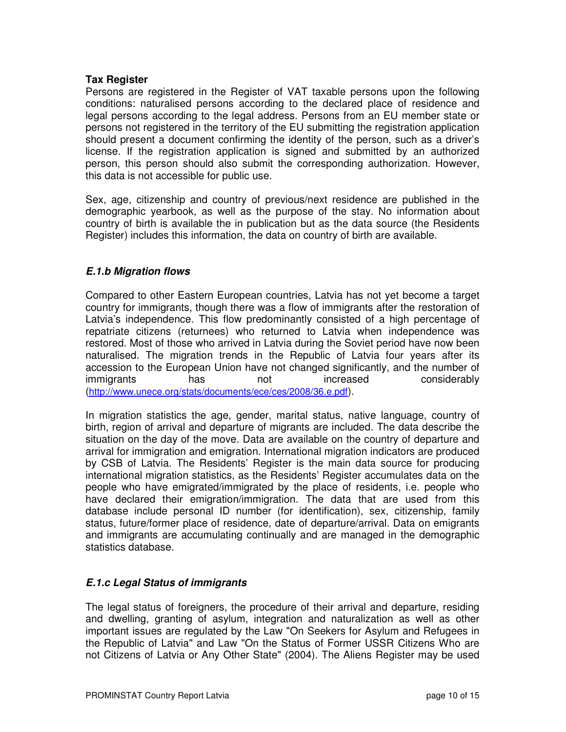**Tax Register**

Persons are registered in the Register of VAT taxable persons upon the following conditions: naturalised persons according to the declared place of residence and legal persons according to the legal address. Persons from an EU member state or persons not registered in the territory of the EU submitting the registration application should present a document confirming the identity of the person, such as a driver's license. If the registration application is signed and submitted by an authorized person, this person should also submit the corresponding authorization. However, this data is not accessible for public use.

Sex, age, citizenship and country of previous/next residence are published in the demographic yearbook, as well as the purpose of the stay. No information about country of birth is available the in publication but as the data source (the Residents Register) includes this information, the data on country of birth are available.

### *E.1.b Migration flows*

Compared to other Eastern European countries, Latvia has not yet become a target country for immigrants, though there was a flow of immigrants after the restoration of Latvia's independence. This flow predominantly consisted of a high percentage of repatriate citizens (returnees) who returned to Latvia when independence was restored. Most of those who arrived in Latvia during the Soviet period have now been naturalised. The migration trends in the Republic of Latvia four years after its accession to the European Union have not changed significantly, and the number of immigrants has not increased considerably (http://www.unece.org/stats/documents/ece/ces/2008/36.e.pdf).

In migration statistics the age, gender, marital status, native language, country of birth, region of arrival and departure of migrants are included. The data describe the situation on the day of the move. Data are available on the country of departure and arrival for immigration and emigration. International migration indicators are produced by CSB of Latvia. The Residents' Register is the main data source for producing international migration statistics, as the Residents' Register accumulates data on the people who have emigrated/immigrated by the place of residents, i.e. people who have declared their emigration/immigration. The data that are used from this database include personal ID number (for identification), sex, citizenship, family status, future/former place of residence, date of departure/arrival. Data on emigrants and immigrants are accumulating continually and are managed in the demographic statistics database.

### *E.1.c Legal Status of immigrants*

The legal status of foreigners, the procedure of their arrival and departure, residing and dwelling, granting of asylum, integration and naturalization as well as other important issues are regulated by the Law "On Seekers for Asylum and Refugees in the Republic of Latvia" and Law "On the Status of Former USSR Citizens Who are not Citizens of Latvia or Any Other State" (2004). The Aliens Register may be used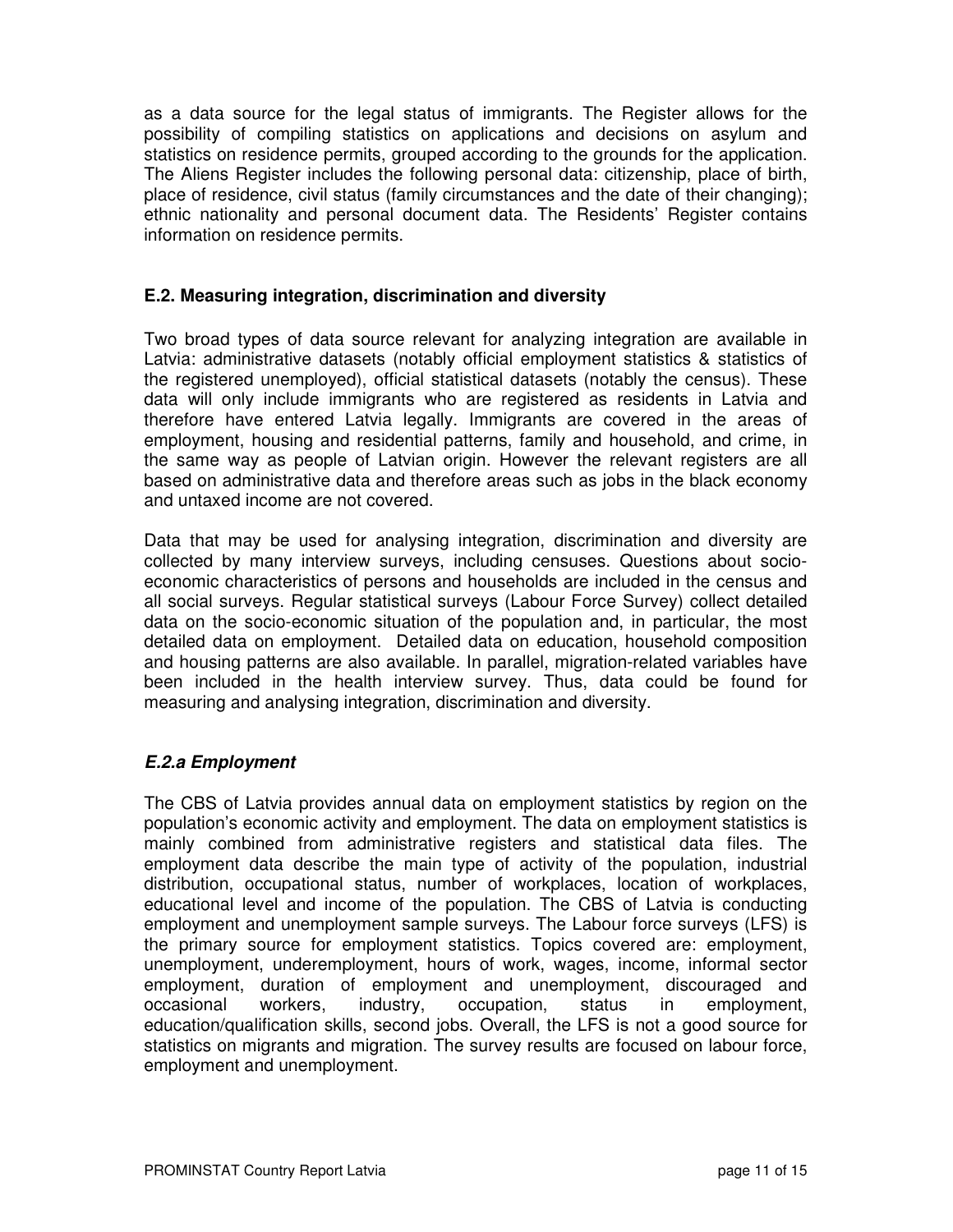as a data source for the legal status of immigrants. The Register allows for the possibility of compiling statistics on applications and decisions on asylum and statistics on residence permits, grouped according to the grounds for the application. The Aliens Register includes the following personal data: citizenship, place of birth, place of residence, civil status (family circumstances and the date of their changing); ethnic nationality and personal document data. The Residents' Register contains information on residence permits.

### E.2. Measuring integration, discrimination and diversity

Two broad types of data source relevant for analyzing integration are available in Latvia: administrative datasets (notably official employment statistics & statistics of the registered unemployed), official statistical datasets (notably the census). These data will only include immigrants who are registered as residents in Latvia and therefore have entered Latvia legally. Immigrants are covered in the areas of employment, housing and residential patterns, family and household, and crime, in the same way as people of Latvian origin. However the relevant registers are all based on administrative data and therefore areas such as jobs in the black economy and untaxed income are not covered.

Data that may be used for analysing integration, discrimination and diversity are collected by many interview surveys, including censuses. Questions about socio-economic characteristics of persons and households are included in the census and all social surveys. Regular statistical surveys (Labour Force Survey) collect detailed data on the socio-economic situation of the population and, in particular, the most detailed data on employment. Detailed data on education, household composition and housing patterns are also available. In parallel, migration-related variables have been included in the health interview survey. Thus, data could be found for measuring and analysing integration, discrimination and diversity.

#### *E.2.a Employment*

The CBS of Latvia provides annual data on employment statistics by region on the population's economic activity and employment. The data on employment statistics is mainly combined from administrative registers and statistical data files. The employment data describe the main type of activity of the population, industrial distribution, occupational status, number of workplaces, location of workplaces, educational level and income of the population. The CBS of Latvia is conducting employment and unemployment sample surveys. The Labour force surveys (LFS) is the primary source for employment statistics. Topics covered are: employment, unemployment, underemployment, hours of work, wages, income, informal sector employment, duration of employment and unemployment, discouraged and occasional workers, industry, occupation, status in employment, education/qualification skills, second jobs. Overall, the LFS is not a good source for statistics on migrants and migration. The survey results are focused on labour force, employment and unemployment.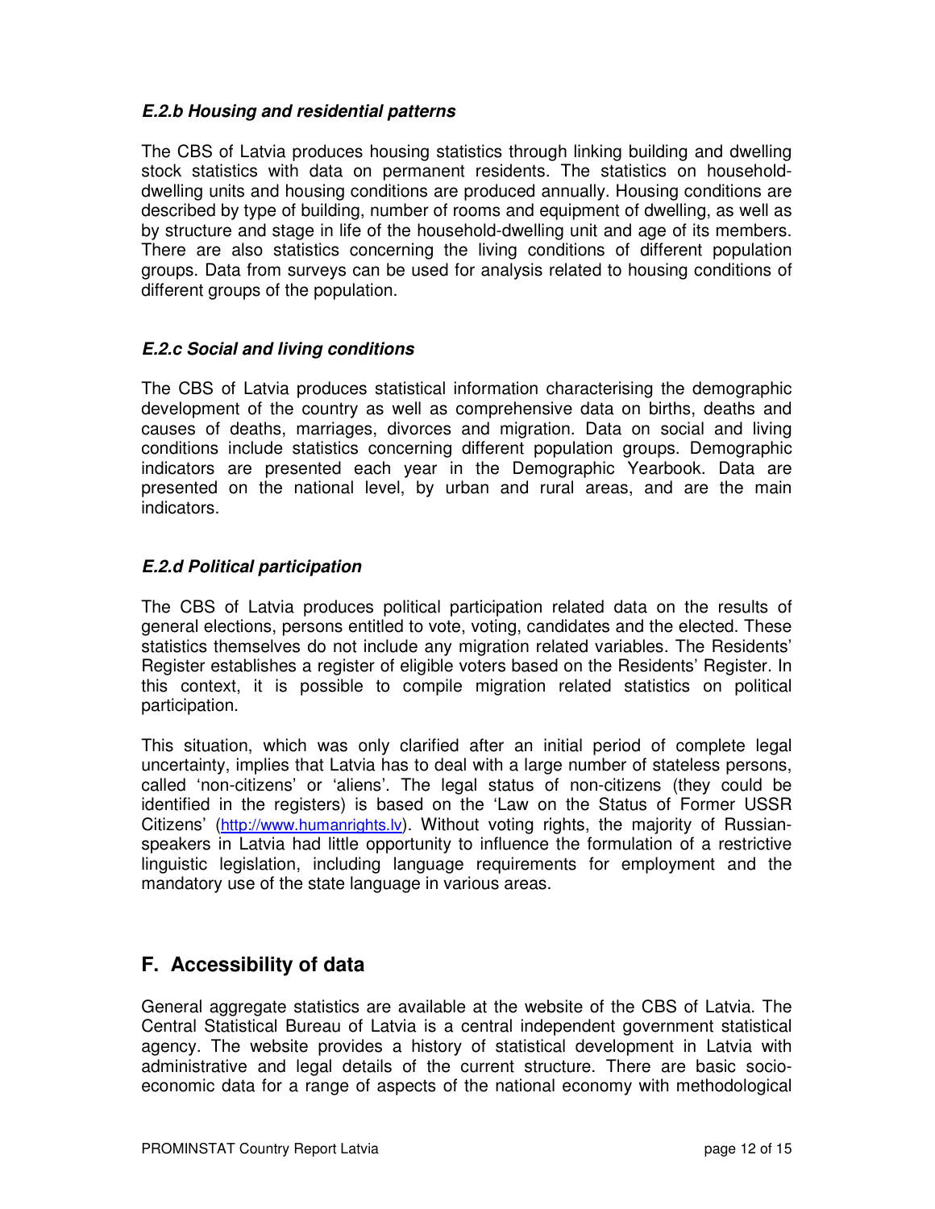#### *E.2.b Housing and residential patterns*

The CBS of Latvia produces housing statistics through linking building and dwelling stock statistics with data on permanent residents. The statistics on household-dwelling units and housing conditions are produced annually. Housing conditions are described by type of building, number of rooms and equipment of dwelling, as well as by structure and stage in life of the household-dwelling unit and age of its members. There are also statistics concerning the living conditions of different population groups. Data from surveys can be used for analysis related to housing conditions of different groups of the population.

#### *E.2.c Social and living conditions*

The CBS of Latvia produces statistical information characterising the demographic development of the country as well as comprehensive data on births, deaths and causes of deaths, marriages, divorces and migration. Data on social and living conditions include statistics concerning different population groups. Demographic indicators are presented each year in the Demographic Yearbook. Data are presented on the national level, by urban and rural areas, and are the main indicators.

#### *E.2.d Political participation*

The CBS of Latvia produces political participation related data on the results of general elections, persons entitled to vote, voting, candidates and the elected. These statistics themselves do not include any migration related variables. The Residents' Register establishes a register of eligible voters based on the Residents' Register. In this context, it is possible to compile migration related statistics on political participation.

This situation, which was only clarified after an initial period of complete legal uncertainty, implies that Latvia has to deal with a large number of stateless persons, called 'non-citizens' or 'aliens'. The legal status of non-citizens (they could be identified in the registers) is based on the 'Law on the Status of Former USSR Citizens' (http://www.humanrights.lv). Without voting rights, the majority of Russian-speakers in Latvia had little opportunity to influence the formulation of a restrictive linguistic legislation, including language requirements for employment and the mandatory use of the state language in various areas.

## F. Accessibility of data

General aggregate statistics are available at the website of the CBS of Latvia. The Central Statistical Bureau of Latvia is a central independent government statistical agency. The website provides a history of statistical development in Latvia with administrative and legal details of the current structure. There are basic socio-economic data for a range of aspects of the national economy with methodological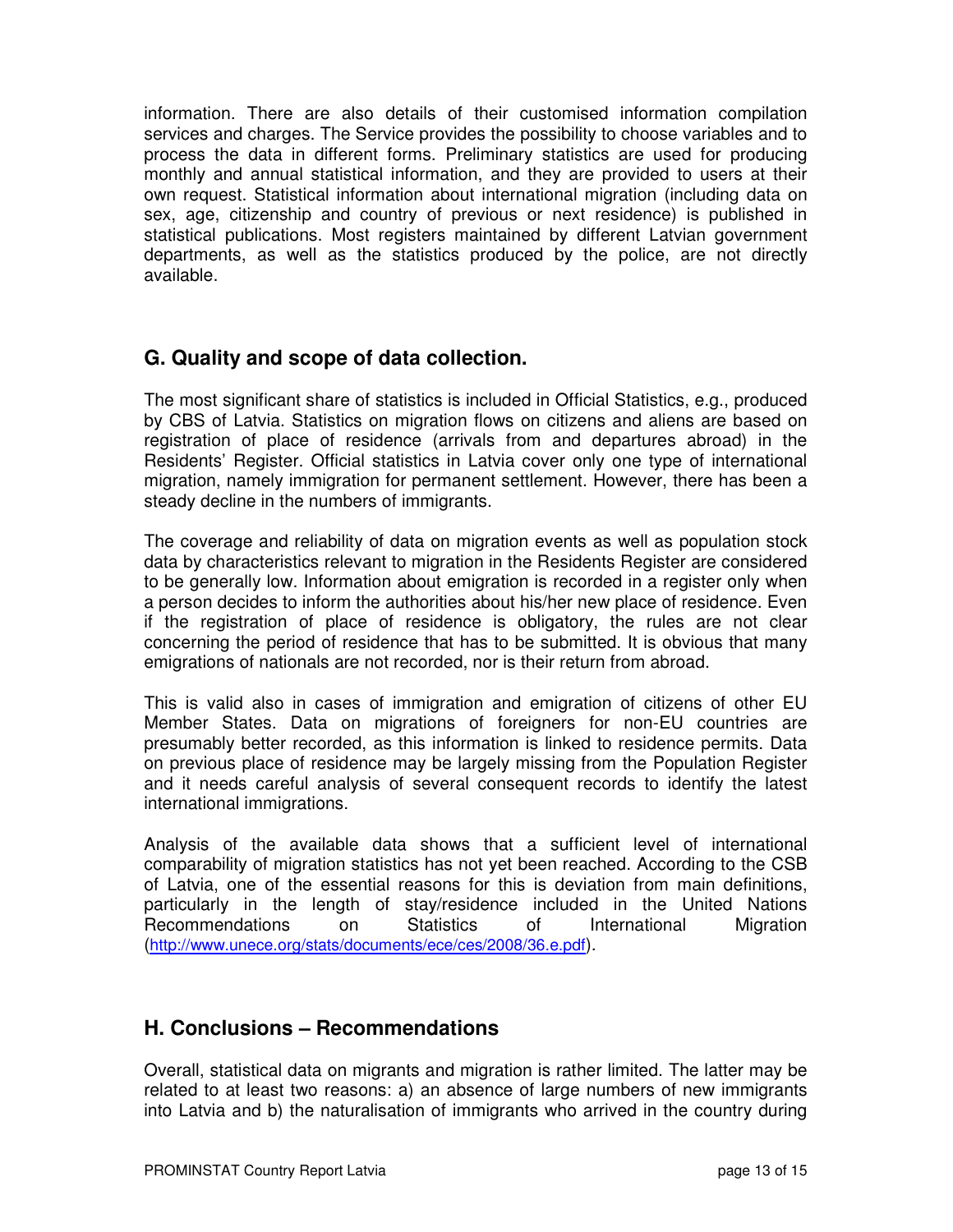information. There are also details of their customised information compilation services and charges. The Service provides the possibility to choose variables and to process the data in different forms. Preliminary statistics are used for producing monthly and annual statistical information, and they are provided to users at their own request. Statistical information about international migration (including data on sex, age, citizenship and country of previous or next residence) is published in statistical publications. Most registers maintained by different Latvian government departments, as well as the statistics produced by the police, are not directly available.

## G. Quality and scope of data collection.

The most significant share of statistics is included in Official Statistics, e.g., produced by CBS of Latvia. Statistics on migration flows on citizens and aliens are based on registration of place of residence (arrivals from and departures abroad) in the Residents' Register. Official statistics in Latvia cover only one type of international migration, namely immigration for permanent settlement. However, there has been a steady decline in the numbers of immigrants.

The coverage and reliability of data on migration events as well as population stock data by characteristics relevant to migration in the Residents Register are considered to be generally low. Information about emigration is recorded in a register only when a person decides to inform the authorities about his/her new place of residence. Even if the registration of place of residence is obligatory, the rules are not clear concerning the period of residence that has to be submitted. It is obvious that many emigrations of nationals are not recorded, nor is their return from abroad.

This is valid also in cases of immigration and emigration of citizens of other EU Member States. Data on migrations of foreigners for non-EU countries are presumably better recorded, as this information is linked to residence permits. Data on previous place of residence may be largely missing from the Population Register and it needs careful analysis of several consequent records to identify the latest international immigrations.

Analysis of the available data shows that a sufficient level of international comparability of migration statistics has not yet been reached. According to the CSB of Latvia, one of the essential reasons for this is deviation from main definitions, particularly in the length of stay/residence included in the United Nations Recommendations on Statistics of International Migration (http://www.unece.org/stats/documents/ece/ces/2008/36.e.pdf).

## H. Conclusions – Recommendations

Overall, statistical data on migrants and migration is rather limited. The latter may be related to at least two reasons: a) an absence of large numbers of new immigrants into Latvia and b) the naturalisation of immigrants who arrived in the country during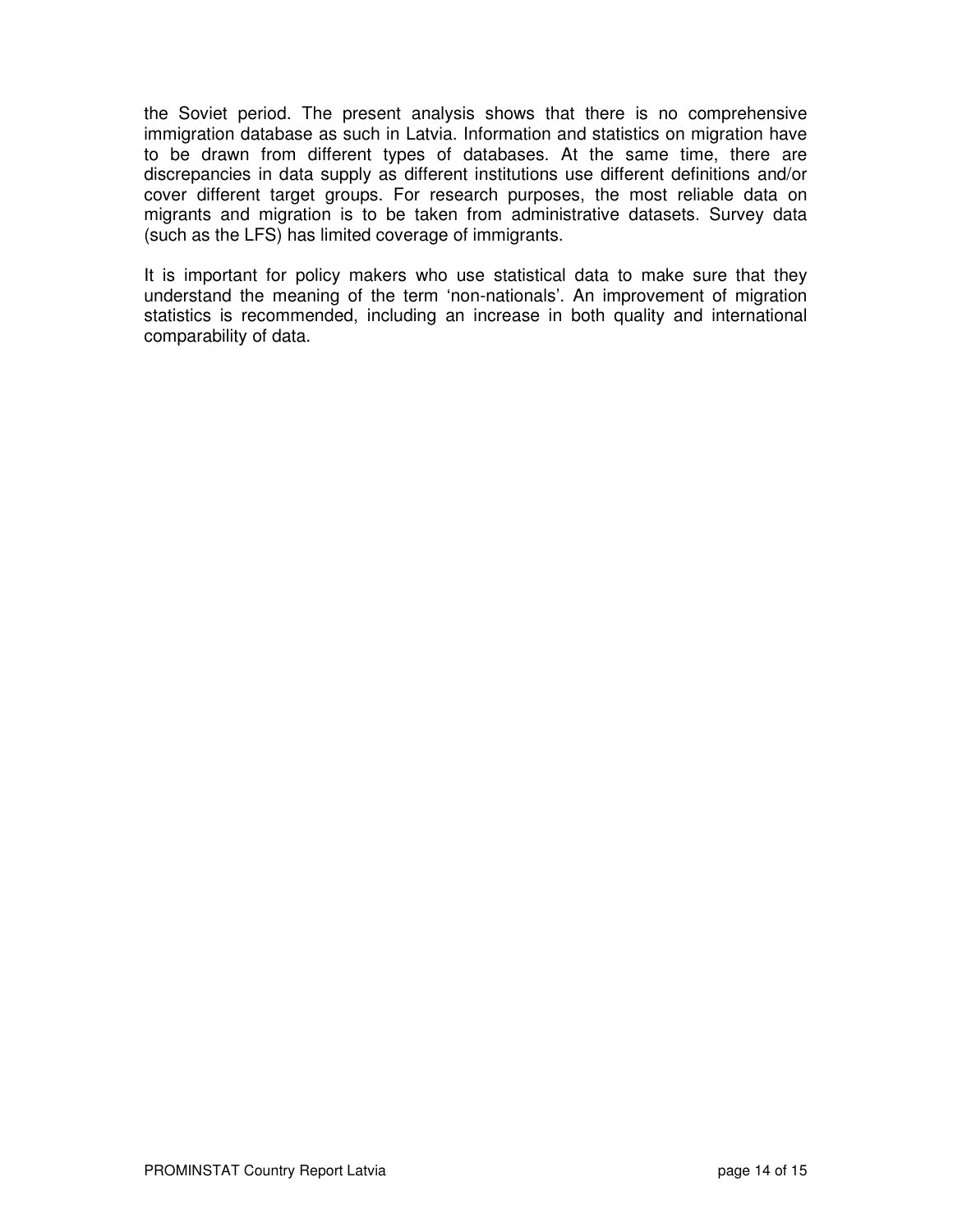the Soviet period. The present analysis shows that there is no comprehensive immigration database as such in Latvia. Information and statistics on migration have to be drawn from different types of databases. At the same time, there are discrepancies in data supply as different institutions use different definitions and/or cover different target groups. For research purposes, the most reliable data on migrants and migration is to be taken from administrative datasets. Survey data (such as the LFS) has limited coverage of immigrants.

It is important for policy makers who use statistical data to make sure that they understand the meaning of the term 'non-nationals'. An improvement of migration statistics is recommended, including an increase in both quality and international comparability of data.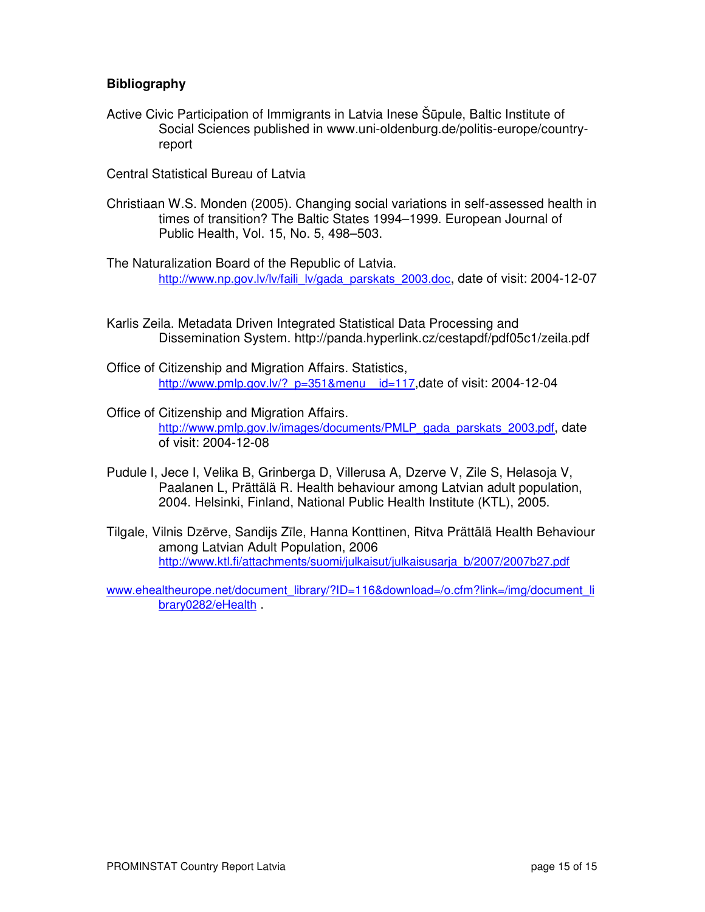**Bibliography**

Active Civic Participation of Immigrants in Latvia Inese Šūpule, Baltic Institute of Social Sciences published in www.uni-oldenburg.de/politis-europe/country-report

Central Statistical Bureau of Latvia

Christiaan W.S. Monden (2005). Changing social variations in self-assessed health in times of transition? The Baltic States 1994–1999. European Journal of Public Health, Vol. 15, No. 5, 498–503.

The Naturalization Board of the Republic of Latvia. http://www.np.gov.lv/lv/faili_lv/gada_parskats_2003.doc, date of visit: 2004-12-07

Karlis Zeila. Metadata Driven Integrated Statistical Data Processing and Dissemination System. http://panda.hyperlink.cz/cestapdf/pdf05c1/zeila.pdf

Office of Citizenship and Migration Affairs. Statistics, http://www.pmlp.gov.lv/?_p=351&menu__id=117,date of visit: 2004-12-04

Office of Citizenship and Migration Affairs. http://www.pmlp.gov.lv/images/documents/PMLP_gada_parskats_2003.pdf, date of visit: 2004-12-08

Pudule I, Jece I, Velika B, Grinberga D, Villerusa A, Dzerve V, Zile S, Helasoja V, Paalanen L, Prättälä R. Health behaviour among Latvian adult population, 2004. Helsinki, Finland, National Public Health Institute (KTL), 2005.

Tilgale, Vilnis Dzērve, Sandijs Zīle, Hanna Konttinen, Ritva Prättälä Health Behaviour among Latvian Adult Population, 2006 http://www.ktl.fi/attachments/suomi/julkaisut/julkaisusarja_b/2007/2007b27.pdf

www.ehealtheurope.net/document_library/?ID=116&download=/o.cfm?link=/img/document_library0282/eHealth .